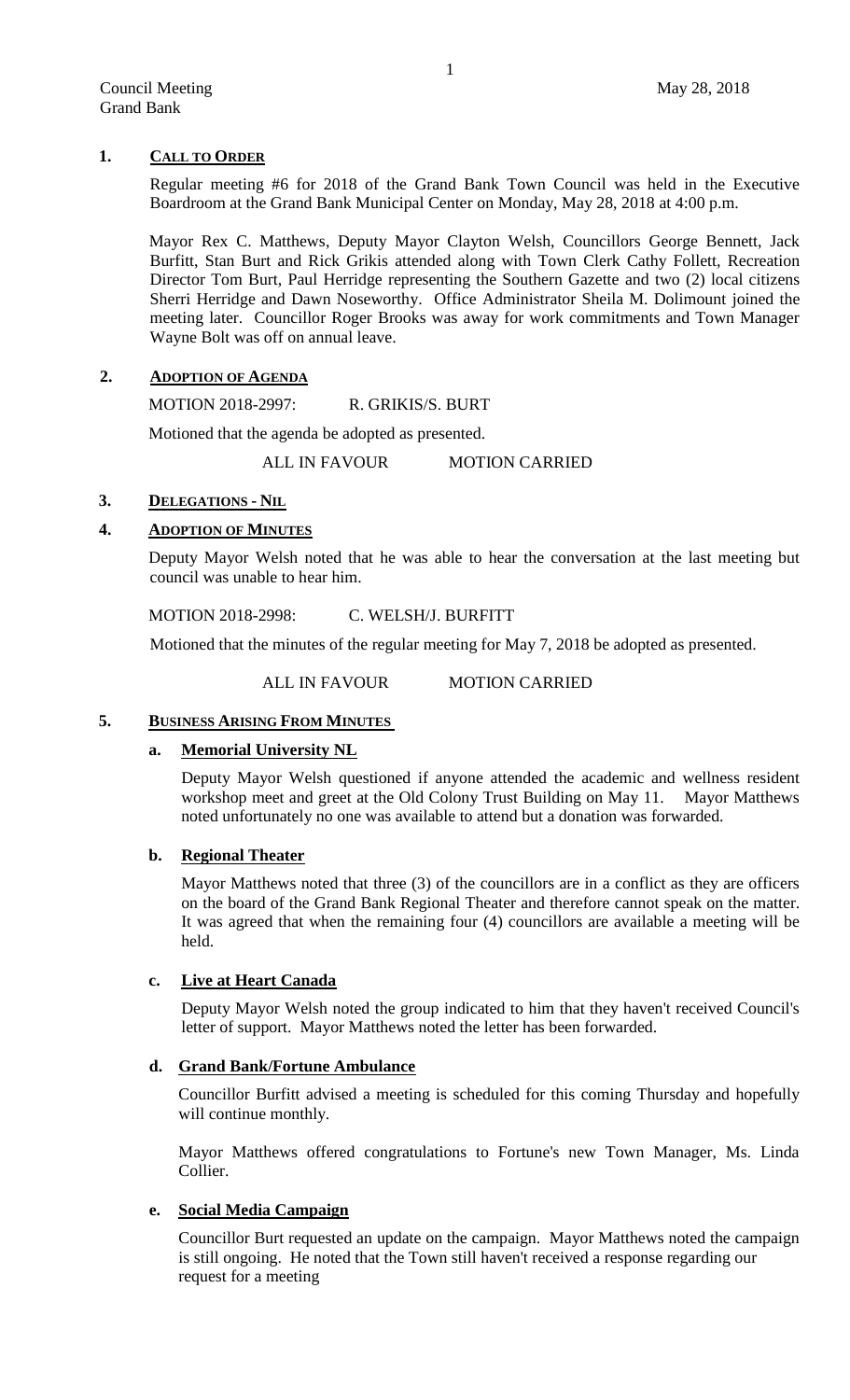## 1. CALL TO ORDER

Regular meeting #6 for 2018 of the Grand Bank Town Council was held in the Executive Boardroom at the Grand Bank Municipal Center on Monday, May 28, 2018 at 4:00 p.m.

Mayor Rex C. Matthews, Deputy Mayor Clayton Welsh, Councillors George Bennett, Jack Burfitt, Stan Burt and Rick Grikis attended along with Town Clerk Cathy Follett, Recreation Director Tom Burt, Paul Herridge representing the Southern Gazette and two (2) local citizens Sherri Herridge and Dawn Noseworthy. Office Administrator Sheila M. Dolimount joined the meeting later. Councillor Roger Brooks was away for work commitments and Town Manager Wayne Bolt was off on annual leave.

## 2. ADOPTION OF AGENDA

MOTION 2018-2997: R. GRIKIS/S. BURT

Motioned that the agenda be adopted as presented.

ALL IN FAVOUR MOTION CARRIED

## 3. DELEGATIONS - NIL

## 4. ADOPTION OF MINUTES

Deputy Mayor Welsh noted that he was able to hear the conversation at the last meeting but council was unable to hear him.

MOTION 2018-2998: C. WELSH/J. BURFITT

Motioned that the minutes of the regular meeting for May 7, 2018 be adopted as presented.

ALL IN FAVOUR MOTION CARRIED

## 5. BUSINESS ARISING FROM MINUTES

### a. Memorial University NL

Deputy Mayor Welsh questioned if anyone attended the academic and wellness resident workshop meet and greet at the Old Colony Trust Building on May 11. Mayor Matthews noted unfortunately no one was available to attend but a donation was forwarded.

### b. Regional Theater

Mayor Matthews noted that three (3) of the councillors are in a conflict as they are officers on the board of the Grand Bank Regional Theater and therefore cannot speak on the matter. It was agreed that when the remaining four (4) councillors are available a meeting will be held.

### c. Live at Heart Canada

Deputy Mayor Welsh noted the group indicated to him that they haven't received Council's letter of support. Mayor Matthews noted the letter has been forwarded.

### d. Grand Bank/Fortune Ambulance

Councillor Burfitt advised a meeting is scheduled for this coming Thursday and hopefully will continue monthly.

Mayor Matthews offered congratulations to Fortune's new Town Manager, Ms. Linda Collier.

### e. Social Media Campaign

Councillor Burt requested an update on the campaign. Mayor Matthews noted the campaign is still ongoing. He noted that the Town still haven't received a response regarding our request for a meeting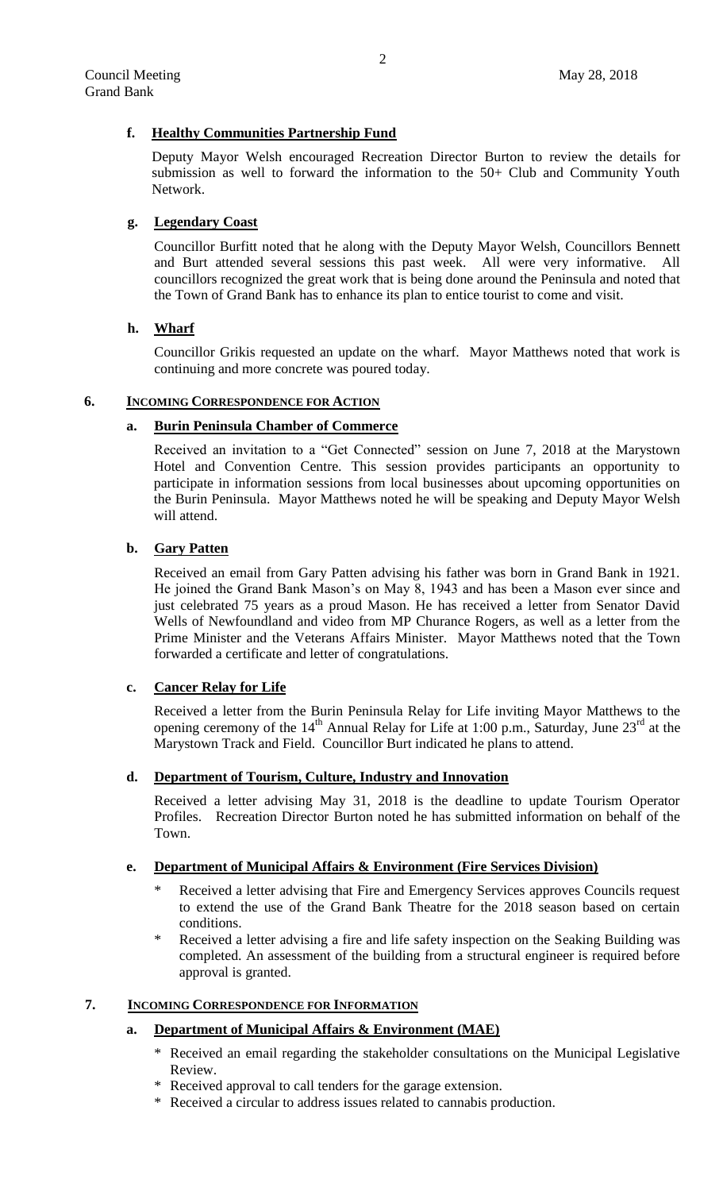**f. Healthy Communities Partnership Fund**

Deputy Mayor Welsh encouraged Recreation Director Burton to review the details for submission as well to forward the information to the 50+ Club and Community Youth Network.

**g. Legendary Coast**

Councillor Burfitt noted that he along with the Deputy Mayor Welsh, Councillors Bennett and Burt attended several sessions this past week. All were very informative. All councillors recognized the great work that is being done around the Peninsula and noted that the Town of Grand Bank has to enhance its plan to entice tourist to come and visit.

**h. Wharf**

Councillor Grikis requested an update on the wharf. Mayor Matthews noted that work is continuing and more concrete was poured today.

## 6. INCOMING CORRESPONDENCE FOR ACTION

**a. Burin Peninsula Chamber of Commerce**

Received an invitation to a "Get Connected" session on June 7, 2018 at the Marystown Hotel and Convention Centre. This session provides participants an opportunity to participate in information sessions from local businesses about upcoming opportunities on the Burin Peninsula. Mayor Matthews noted he will be speaking and Deputy Mayor Welsh will attend.

**b. Gary Patten**

Received an email from Gary Patten advising his father was born in Grand Bank in 1921. He joined the Grand Bank Mason's on May 8, 1943 and has been a Mason ever since and just celebrated 75 years as a proud Mason. He has received a letter from Senator David Wells of Newfoundland and video from MP Churance Rogers, as well as a letter from the Prime Minister and the Veterans Affairs Minister. Mayor Matthews noted that the Town forwarded a certificate and letter of congratulations.

**c. Cancer Relay for Life**

Received a letter from the Burin Peninsula Relay for Life inviting Mayor Matthews to the opening ceremony of the 14th Annual Relay for Life at 1:00 p.m., Saturday, June 23rd at the Marystown Track and Field. Councillor Burt indicated he plans to attend.

**d. Department of Tourism, Culture, Industry and Innovation**

Received a letter advising May 31, 2018 is the deadline to update Tourism Operator Profiles. Recreation Director Burton noted he has submitted information on behalf of the Town.

**e. Department of Municipal Affairs & Environment (Fire Services Division)**

* Received a letter advising that Fire and Emergency Services approves Councils request to extend the use of the Grand Bank Theatre for the 2018 season based on certain conditions.
* Received a letter advising a fire and life safety inspection on the Seaking Building was completed. An assessment of the building from a structural engineer is required before approval is granted.

## 7. INCOMING CORRESPONDENCE FOR INFORMATION

**a. Department of Municipal Affairs & Environment (MAE)**

* Received an email regarding the stakeholder consultations on the Municipal Legislative Review.
* Received approval to call tenders for the garage extension.
* Received a circular to address issues related to cannabis production.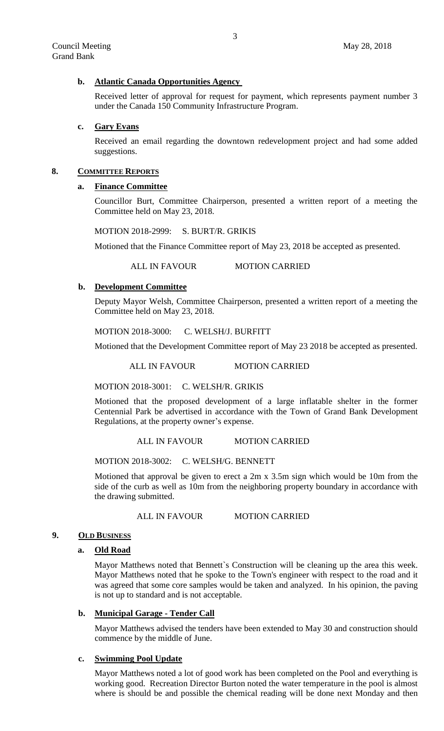**b. Atlantic Canada Opportunities Agency**

Received letter of approval for request for payment, which represents payment number 3 under the Canada 150 Community Infrastructure Program.

**c. Gary Evans**

Received an email regarding the downtown redevelopment project and had some added suggestions.

## 8. COMMITTEE REPORTS

**a. Finance Committee**

Councillor Burt, Committee Chairperson, presented a written report of a meeting the Committee held on May 23, 2018.

MOTION 2018-2999: S. BURT/R. GRIKIS

Motioned that the Finance Committee report of May 23, 2018 be accepted as presented.

ALL IN FAVOUR MOTION CARRIED

**b. Development Committee**

Deputy Mayor Welsh, Committee Chairperson, presented a written report of a meeting the Committee held on May 23, 2018.

MOTION 2018-3000: C. WELSH/J. BURFITT

Motioned that the Development Committee report of May 23 2018 be accepted as presented.

ALL IN FAVOUR MOTION CARRIED

MOTION 2018-3001: C. WELSH/R. GRIKIS

Motioned that the proposed development of a large inflatable shelter in the former Centennial Park be advertised in accordance with the Town of Grand Bank Development Regulations, at the property owner's expense.

ALL IN FAVOUR MOTION CARRIED

MOTION 2018-3002: C. WELSH/G. BENNETT

Motioned that approval be given to erect a 2m x 3.5m sign which would be 10m from the side of the curb as well as 10m from the neighboring property boundary in accordance with the drawing submitted.

ALL IN FAVOUR MOTION CARRIED

## 9. OLD BUSINESS

**a. Old Road**

Mayor Matthews noted that Bennett`s Construction will be cleaning up the area this week. Mayor Matthews noted that he spoke to the Town's engineer with respect to the road and it was agreed that some core samples would be taken and analyzed. In his opinion, the paving is not up to standard and is not acceptable.

**b. Municipal Garage - Tender Call**

Mayor Matthews advised the tenders have been extended to May 30 and construction should commence by the middle of June.

**c. Swimming Pool Update**

Mayor Matthews noted a lot of good work has been completed on the Pool and everything is working good. Recreation Director Burton noted the water temperature in the pool is almost where is should be and possible the chemical reading will be done next Monday and then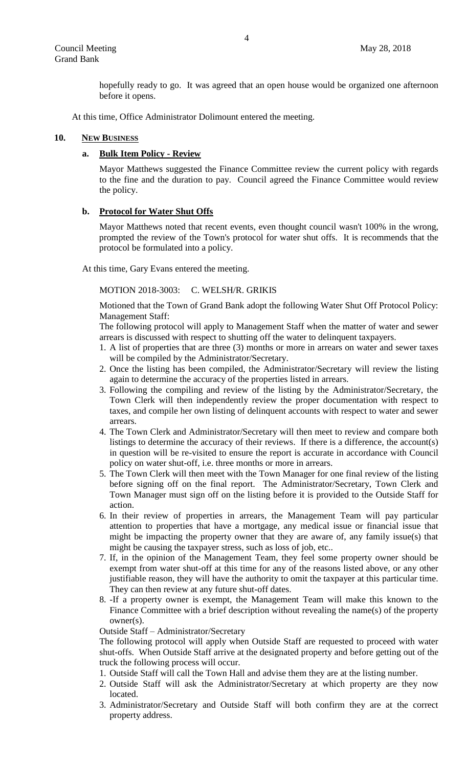hopefully ready to go. It was agreed that an open house would be organized one afternoon before it opens.

At this time, Office Administrator Dolimount entered the meeting.

## 10. NEW BUSINESS

### a. Bulk Item Policy - Review

Mayor Matthews suggested the Finance Committee review the current policy with regards to the fine and the duration to pay. Council agreed the Finance Committee would review the policy.

### b. Protocol for Water Shut Offs

Mayor Matthews noted that recent events, even thought council wasn't 100% in the wrong, prompted the review of the Town's protocol for water shut offs. It is recommends that the protocol be formulated into a policy.

At this time, Gary Evans entered the meeting.

MOTION 2018-3003: C. WELSH/R. GRIKIS

Motioned that the Town of Grand Bank adopt the following Water Shut Off Protocol Policy:
Management Staff:
The following protocol will apply to Management Staff when the matter of water and sewer arrears is discussed with respect to shutting off the water to delinquent taxpayers.

1. A list of properties that are three (3) months or more in arrears on water and sewer taxes will be compiled by the Administrator/Secretary.
2. Once the listing has been compiled, the Administrator/Secretary will review the listing again to determine the accuracy of the properties listed in arrears.
3. Following the compiling and review of the listing by the Administrator/Secretary, the Town Clerk will then independently review the proper documentation with respect to taxes, and compile her own listing of delinquent accounts with respect to water and sewer arrears.
4. The Town Clerk and Administrator/Secretary will then meet to review and compare both listings to determine the accuracy of their reviews. If there is a difference, the account(s) in question will be re-visited to ensure the report is accurate in accordance with Council policy on water shut-off, i.e. three months or more in arrears.
5. The Town Clerk will then meet with the Town Manager for one final review of the listing before signing off on the final report. The Administrator/Secretary, Town Clerk and Town Manager must sign off on the listing before it is provided to the Outside Staff for action.
6. In their review of properties in arrears, the Management Team will pay particular attention to properties that have a mortgage, any medical issue or financial issue that might be impacting the property owner that they are aware of, any family issue(s) that might be causing the taxpayer stress, such as loss of job, etc..
7. If, in the opinion of the Management Team, they feel some property owner should be exempt from water shut-off at this time for any of the reasons listed above, or any other justifiable reason, they will have the authority to omit the taxpayer at this particular time. They can then review at any future shut-off dates.
8. -If a property owner is exempt, the Management Team will make this known to the Finance Committee with a brief description without revealing the name(s) of the property owner(s).

Outside Staff – Administrator/Secretary
The following protocol will apply when Outside Staff are requested to proceed with water shut-offs. When Outside Staff arrive at the designated property and before getting out of the truck the following process will occur.

1. Outside Staff will call the Town Hall and advise them they are at the listing number.
2. Outside Staff will ask the Administrator/Secretary at which property are they now located.
3. Administrator/Secretary and Outside Staff will both confirm they are at the correct property address.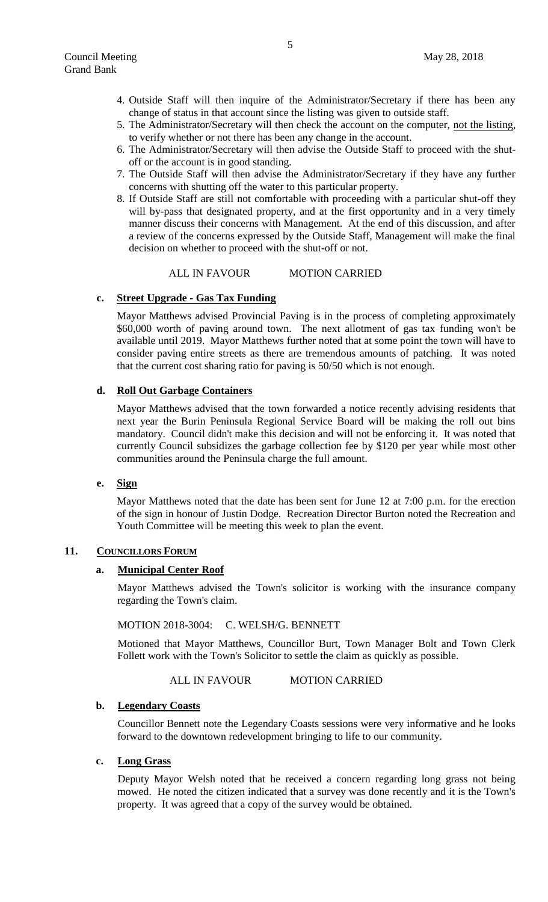4. Outside Staff will then inquire of the Administrator/Secretary if there has been any change of status in that account since the listing was given to outside staff.
5. The Administrator/Secretary will then check the account on the computer, not the listing, to verify whether or not there has been any change in the account.
6. The Administrator/Secretary will then advise the Outside Staff to proceed with the shut-off or the account is in good standing.
7. The Outside Staff will then advise the Administrator/Secretary if they have any further concerns with shutting off the water to this particular property.
8. If Outside Staff are still not comfortable with proceeding with a particular shut-off they will by-pass that designated property, and at the first opportunity and in a very timely manner discuss their concerns with Management. At the end of this discussion, and after a review of the concerns expressed by the Outside Staff, Management will make the final decision on whether to proceed with the shut-off or not.

ALL IN FAVOUR MOTION CARRIED

**c. Street Upgrade - Gas Tax Funding**

Mayor Matthews advised Provincial Paving is in the process of completing approximately $60,000 worth of paving around town. The next allotment of gas tax funding won't be available until 2019. Mayor Matthews further noted that at some point the town will have to consider paving entire streets as there are tremendous amounts of patching. It was noted that the current cost sharing ratio for paving is 50/50 which is not enough.

**d. Roll Out Garbage Containers**

Mayor Matthews advised that the town forwarded a notice recently advising residents that next year the Burin Peninsula Regional Service Board will be making the roll out bins mandatory. Council didn't make this decision and will not be enforcing it. It was noted that currently Council subsidizes the garbage collection fee by $120 per year while most other communities around the Peninsula charge the full amount.

**e. Sign**

Mayor Matthews noted that the date has been sent for June 12 at 7:00 p.m. for the erection of the sign in honour of Justin Dodge. Recreation Director Burton noted the Recreation and Youth Committee will be meeting this week to plan the event.

## 11. COUNCILLORS FORUM

**a. Municipal Center Roof**

Mayor Matthews advised the Town's solicitor is working with the insurance company regarding the Town's claim.

MOTION 2018-3004: C. WELSH/G. BENNETT

Motioned that Mayor Matthews, Councillor Burt, Town Manager Bolt and Town Clerk Follett work with the Town's Solicitor to settle the claim as quickly as possible.

ALL IN FAVOUR MOTION CARRIED

**b. Legendary Coasts**

Councillor Bennett note the Legendary Coasts sessions were very informative and he looks forward to the downtown redevelopment bringing to life to our community.

**c. Long Grass**

Deputy Mayor Welsh noted that he received a concern regarding long grass not being mowed. He noted the citizen indicated that a survey was done recently and it is the Town's property. It was agreed that a copy of the survey would be obtained.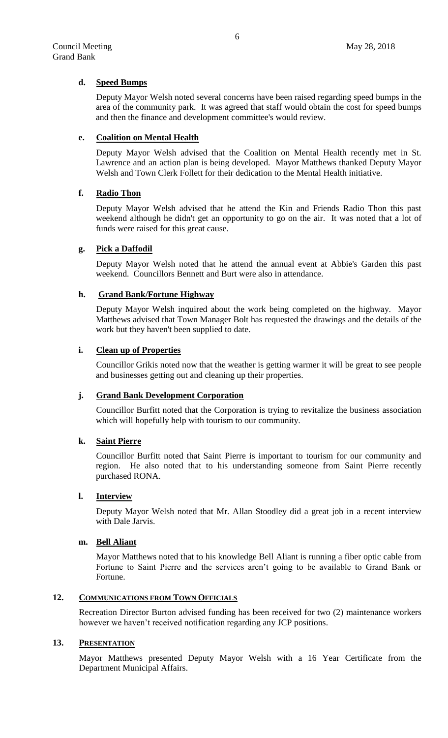#### d. Speed Bumps

Deputy Mayor Welsh noted several concerns have been raised regarding speed bumps in the area of the community park. It was agreed that staff would obtain the cost for speed bumps and then the finance and development committee's would review.

#### e. Coalition on Mental Health

Deputy Mayor Welsh advised that the Coalition on Mental Health recently met in St. Lawrence and an action plan is being developed. Mayor Matthews thanked Deputy Mayor Welsh and Town Clerk Follett for their dedication to the Mental Health initiative.

#### f. Radio Thon

Deputy Mayor Welsh advised that he attend the Kin and Friends Radio Thon this past weekend although he didn't get an opportunity to go on the air. It was noted that a lot of funds were raised for this great cause.

#### g. Pick a Daffodil

Deputy Mayor Welsh noted that he attend the annual event at Abbie's Garden this past weekend. Councillors Bennett and Burt were also in attendance.

#### h. Grand Bank/Fortune Highway

Deputy Mayor Welsh inquired about the work being completed on the highway. Mayor Matthews advised that Town Manager Bolt has requested the drawings and the details of the work but they haven't been supplied to date.

#### i. Clean up of Properties

Councillor Grikis noted now that the weather is getting warmer it will be great to see people and businesses getting out and cleaning up their properties.

#### j. Grand Bank Development Corporation

Councillor Burfitt noted that the Corporation is trying to revitalize the business association which will hopefully help with tourism to our community.

#### k. Saint Pierre

Councillor Burfitt noted that Saint Pierre is important to tourism for our community and region. He also noted that to his understanding someone from Saint Pierre recently purchased RONA.

#### l. Interview

Deputy Mayor Welsh noted that Mr. Allan Stoodley did a great job in a recent interview with Dale Jarvis.

#### m. Bell Aliant

Mayor Matthews noted that to his knowledge Bell Aliant is running a fiber optic cable from Fortune to Saint Pierre and the services aren't going to be available to Grand Bank or Fortune.

## 12. COMMUNICATIONS FROM TOWN OFFICIALS

Recreation Director Burton advised funding has been received for two (2) maintenance workers however we haven't received notification regarding any JCP positions.

## 13. PRESENTATION

Mayor Matthews presented Deputy Mayor Welsh with a 16 Year Certificate from the Department Municipal Affairs.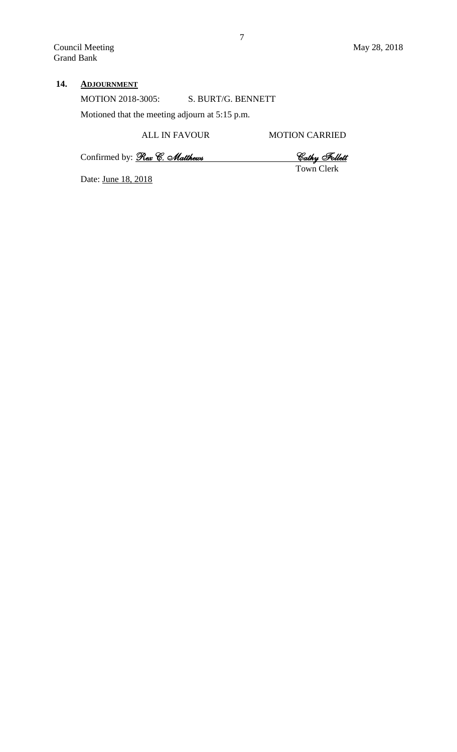## 14. ADJOURNMENT

MOTION 2018-3005: S. BURT/G. BENNETT

Motioned that the meeting adjourn at 5:15 p.m.

ALL IN FAVOUR MOTION CARRIED

Confirmed by: *Rex C. Matthews* *Cathy Follett*

Town Clerk

Date: June 18, 2018